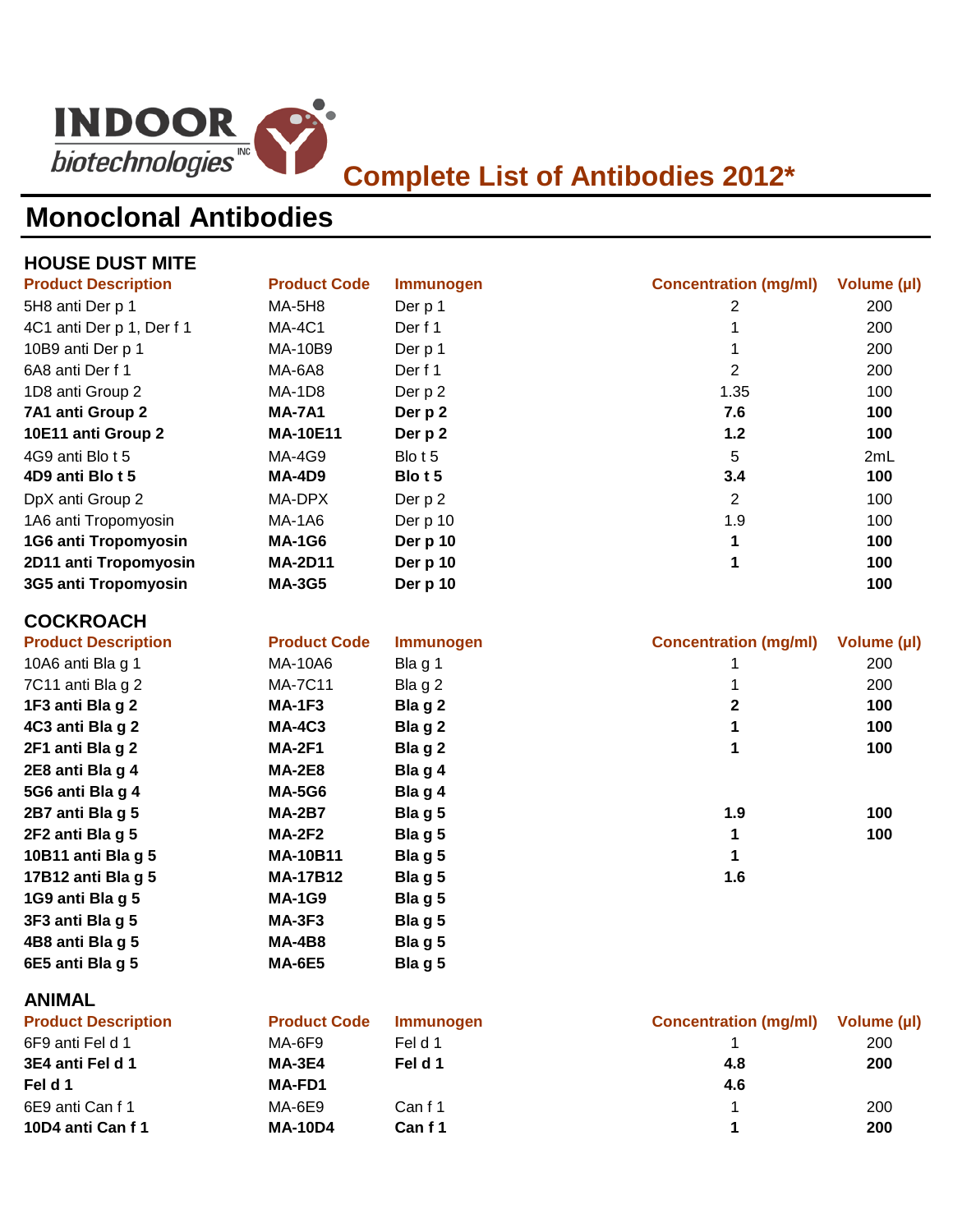INDOOR biotechnologies INC

# Complete List of Antibodies 2012*

## Monoclonal Antibodies

### HOUSE DUST MITE

| Product Description | Product Code | Immunogen | Concentration (mg/ml) | Volume (µl) |
|---|---|---|---|---|
| 5H8 anti Der p 1 | MA-5H8 | Der p 1 | 2 | 200 |
| 4C1 anti Der p 1, Der f 1 | MA-4C1 | Der f 1 | 1 | 200 |
| 10B9 anti Der p 1 | MA-10B9 | Der p 1 | 1 | 200 |
| 6A8 anti Der f 1 | MA-6A8 | Der f 1 | 2 | 200 |
| 1D8 anti Group 2 | MA-1D8 | Der p 2 | 1.35 | 100 |
| **7A1 anti Group 2** | **MA-7A1** | **Der p 2** | **7.6** | **100** |
| **10E11 anti Group 2** | **MA-10E11** | **Der p 2** | **1.2** | **100** |
| 4G9 anti Blo t 5 | MA-4G9 | Blo t 5 | 5 | 2mL |
| **4D9 anti Blo t 5** | **MA-4D9** | **Blo t 5** | **3.4** | **100** |
| DpX anti Group 2 | MA-DPX | Der p 2 | 2 | 100 |
| 1A6 anti Tropomyosin | MA-1A6 | Der p 10 | 1.9 | 100 |
| **1G6 anti Tropomyosin** | **MA-1G6** | **Der p 10** | **1** | **100** |
| **2D11 anti Tropomyosin** | **MA-2D11** | **Der p 10** | **1** | **100** |
| **3G5 anti Tropomyosin** | **MA-3G5** | **Der p 10** | | **100** |

### COCKROACH

| Product Description | Product Code | Immunogen | Concentration (mg/ml) | Volume (µl) |
|---|---|---|---|---|
| 10A6 anti Bla g 1 | MA-10A6 | Bla g 1 | 1 | 200 |
| 7C11 anti Bla g 2 | MA-7C11 | Bla g 2 | 1 | 200 |
| **1F3 anti Bla g 2** | **MA-1F3** | **Bla g 2** | **2** | **100** |
| **4C3 anti Bla g 2** | **MA-4C3** | **Bla g 2** | **1** | **100** |
| **2F1 anti Bla g 2** | **MA-2F1** | **Bla g 2** | **1** | **100** |
| **2E8 anti Bla g 4** | **MA-2E8** | **Bla g 4** | | |
| **5G6 anti Bla g 4** | **MA-5G6** | **Bla g 4** | | |
| **2B7 anti Bla g 5** | **MA-2B7** | **Bla g 5** | **1.9** | **100** |
| **2F2 anti Bla g 5** | **MA-2F2** | **Bla g 5** | **1** | **100** |
| **10B11 anti Bla g 5** | **MA-10B11** | **Bla g 5** | **1** | |
| **17B12 anti Bla g 5** | **MA-17B12** | **Bla g 5** | **1.6** | |
| **1G9 anti Bla g 5** | **MA-1G9** | **Bla g 5** | | |
| **3F3 anti Bla g 5** | **MA-3F3** | **Bla g 5** | | |
| **4B8 anti Bla g 5** | **MA-4B8** | **Bla g 5** | | |
| **6E5 anti Bla g 5** | **MA-6E5** | **Bla g 5** | | |

### ANIMAL

| Product Description | Product Code | Immunogen | Concentration (mg/ml) | Volume (µl) |
|---|---|---|---|---|
| 6F9 anti Fel d 1 | MA-6F9 | Fel d 1 | 1 | 200 |
| **3E4 anti Fel d 1** | **MA-3E4** | **Fel d 1** | **4.8** | **200** |
| **Fel d 1** | **MA-FD1** | | **4.6** | |
| 6E9 anti Can f 1 | MA-6E9 | Can f 1 | 1 | 200 |
| **10D4 anti Can f 1** | **MA-10D4** | **Can f 1** | **1** | **200** |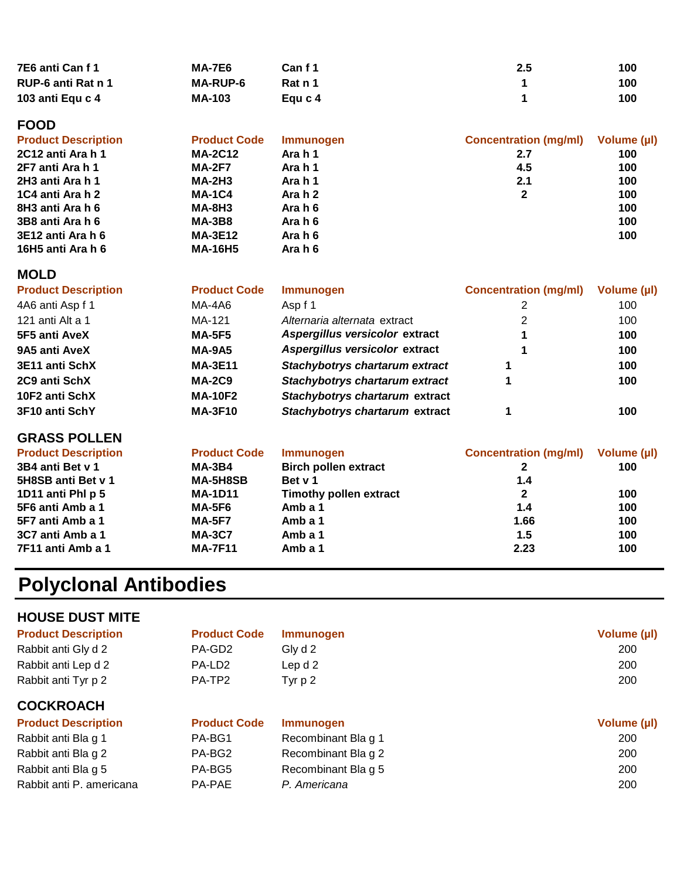| | | | | |
|---|---|---|---|---|
| **7E6 anti Can f 1** | **MA-7E6** | **Can f 1** | **2.5** | **100** |
| **RUP-6 anti Rat n 1** | **MA-RUP-6** | **Rat n 1** | **1** | **100** |
| **103 anti Equ c 4** | **MA-103** | **Equ c 4** | **1** | **100** |

## FOOD

| Product Description | Product Code | Immunogen | Concentration (mg/ml) | Volume (µl) |
|---|---|---|---|---|
| **2C12 anti Ara h 1** | **MA-2C12** | **Ara h 1** | **2.7** | **100** |
| **2F7 anti Ara h 1** | **MA-2F7** | **Ara h 1** | **4.5** | **100** |
| **2H3 anti Ara h 1** | **MA-2H3** | **Ara h 1** | **2.1** | **100** |
| **1C4 anti Ara h 2** | **MA-1C4** | **Ara h 2** | **2** | **100** |
| **8H3 anti Ara h 6** | **MA-8H3** | **Ara h 6** | | **100** |
| **3B8 anti Ara h 6** | **MA-3B8** | **Ara h 6** | | **100** |
| **3E12 anti Ara h 6** | **MA-3E12** | **Ara h 6** | | **100** |
| **16H5 anti Ara h 6** | **MA-16H5** | **Ara h 6** | | |

## MOLD

| Product Description | Product Code | Immunogen | Concentration (mg/ml) | Volume (µl) |
|---|---|---|---|---|
| 4A6 anti Asp f 1 | MA-4A6 | Asp f 1 | 2 | 100 |
| 121 anti Alt a 1 | MA-121 | *Alternaria alternata* extract | 2 | 100 |
| **5F5 anti AveX** | **MA-5F5** | ***Aspergillus versicolor* extract** | **1** | **100** |
| **9A5 anti AveX** | **MA-9A5** | ***Aspergillus versicolor* extract** | **1** | **100** |
| **3E11 anti SchX** | **MA-3E11** | ***Stachybotrys chartarum extract*** | **1** | **100** |
| **2C9 anti SchX** | **MA-2C9** | ***Stachybotrys chartarum extract*** | **1** | **100** |
| **10F2 anti SchX** | **MA-10F2** | ***Stachybotrys chartarum* extract** | | |
| **3F10 anti SchY** | **MA-3F10** | ***Stachybotrys chartarum* extract** | **1** | **100** |

## GRASS POLLEN

| Product Description | Product Code | Immunogen | Concentration (mg/ml) | Volume (µl) |
|---|---|---|---|---|
| **3B4 anti Bet v 1** | **MA-3B4** | **Birch pollen extract** | **2** | **100** |
| **5H8SB anti Bet v 1** | **MA-5H8SB** | **Bet v 1** | **1.4** | |
| **1D11 anti Phl p 5** | **MA-1D11** | **Timothy pollen extract** | **2** | **100** |
| **5F6 anti Amb a 1** | **MA-5F6** | **Amb a 1** | **1.4** | **100** |
| **5F7 anti Amb a 1** | **MA-5F7** | **Amb a 1** | **1.66** | **100** |
| **3C7 anti Amb a 1** | **MA-3C7** | **Amb a 1** | **1.5** | **100** |
| **7F11 anti Amb a 1** | **MA-7F11** | **Amb a 1** | **2.23** | **100** |

# Polyclonal Antibodies

## HOUSE DUST MITE

| Product Description | Product Code | Immunogen | Volume (µl) |
|---|---|---|---|
| Rabbit anti Gly d 2 | PA-GD2 | Gly d 2 | 200 |
| Rabbit anti Lep d 2 | PA-LD2 | Lep d 2 | 200 |
| Rabbit anti Tyr p 2 | PA-TP2 | Tyr p 2 | 200 |

## COCKROACH

| Product Description | Product Code | Immunogen | Volume (µl) |
|---|---|---|---|
| Rabbit anti Bla g 1 | PA-BG1 | Recombinant Bla g 1 | 200 |
| Rabbit anti Bla g 2 | PA-BG2 | Recombinant Bla g 2 | 200 |
| Rabbit anti Bla g 5 | PA-BG5 | Recombinant Bla g 5 | 200 |
| Rabbit anti P. americana | PA-PAE | *P. Americana* | 200 |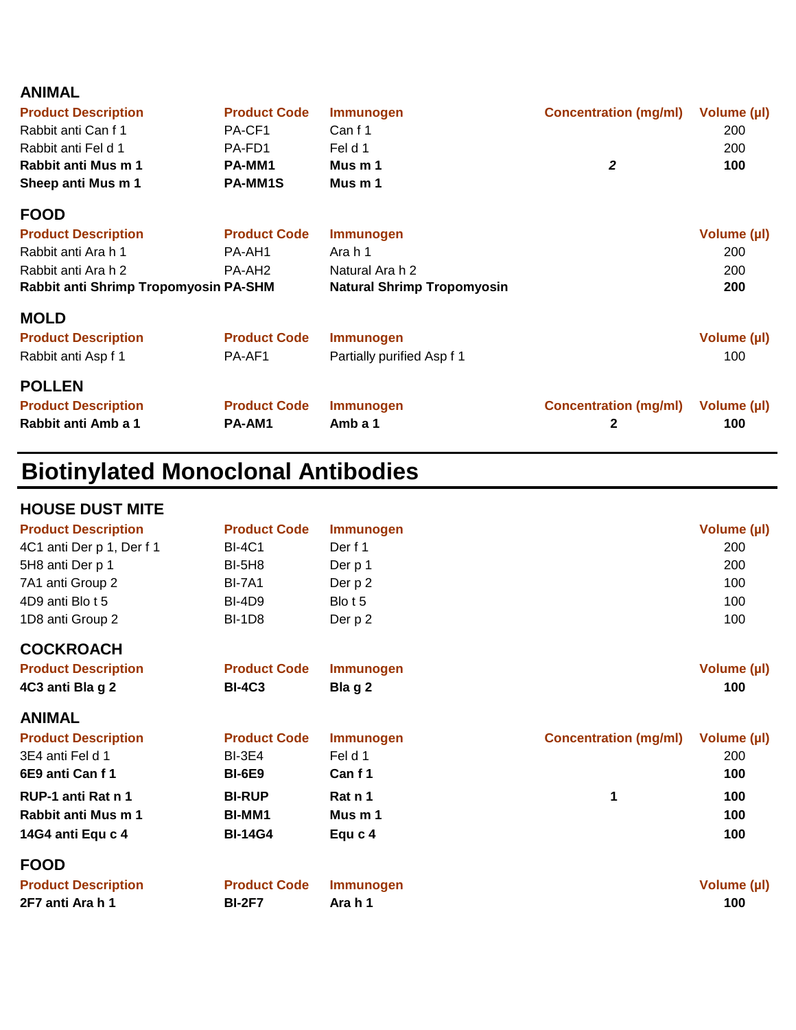### ANIMAL

| Product Description | Product Code | Immunogen | Concentration (mg/ml) | Volume (µl) |
|---|---|---|---|---|
| Rabbit anti Can f 1 | PA-CF1 | Can f 1 | | 200 |
| Rabbit anti Fel d 1 | PA-FD1 | Fel d 1 | | 200 |
| **Rabbit anti Mus m 1** | **PA-MM1** | **Mus m 1** | ***2*** | **100** |
| **Sheep anti Mus m 1** | **PA-MM1S** | **Mus m 1** | | |

### FOOD

| Product Description | Product Code | Immunogen | Volume (µl) |
|---|---|---|---|
| Rabbit anti Ara h 1 | PA-AH1 | Ara h 1 | 200 |
| Rabbit anti Ara h 2 | PA-AH2 | Natural Ara h 2 | 200 |
| **Rabbit anti Shrimp Tropomyosin** | **PA-SHM** | **Natural Shrimp Tropomyosin** | **200** |

### MOLD

| Product Description | Product Code | Immunogen | Volume (µl) |
|---|---|---|---|
| Rabbit anti Asp f 1 | PA-AF1 | Partially purified Asp f 1 | 100 |

### POLLEN

| Product Description | Product Code | Immunogen | Concentration (mg/ml) | Volume (µl) |
|---|---|---|---|---|
| **Rabbit anti Amb a 1** | **PA-AM1** | **Amb a 1** | **2** | **100** |

## Biotinylated Monoclonal Antibodies

### HOUSE DUST MITE

| Product Description | Product Code | Immunogen | Volume (µl) |
|---|---|---|---|
| 4C1 anti Der p 1, Der f 1 | BI-4C1 | Der f 1 | 200 |
| 5H8 anti Der p 1 | BI-5H8 | Der p 1 | 200 |
| 7A1 anti Group 2 | BI-7A1 | Der p 2 | 100 |
| 4D9 anti Blo t 5 | BI-4D9 | Blo t 5 | 100 |
| 1D8 anti Group 2 | BI-1D8 | Der p 2 | 100 |

### COCKROACH

| Product Description | Product Code | Immunogen | Volume (µl) |
|---|---|---|---|
| **4C3 anti Bla g 2** | **BI-4C3** | **Bla g 2** | **100** |

### ANIMAL

| Product Description | Product Code | Immunogen | Concentration (mg/ml) | Volume (µl) |
|---|---|---|---|---|
| 3E4 anti Fel d 1 | BI-3E4 | Fel d 1 | | 200 |
| **6E9 anti Can f 1** | **BI-6E9** | **Can f 1** | | **100** |
| **RUP-1 anti Rat n 1** | **BI-RUP** | **Rat n 1** | **1** | **100** |
| **Rabbit anti Mus m 1** | **BI-MM1** | **Mus m 1** | | **100** |
| **14G4 anti Equ c 4** | **BI-14G4** | **Equ c 4** | | **100** |

### FOOD

| Product Description | Product Code | Immunogen | Volume (µl) |
|---|---|---|---|
| **2F7 anti Ara h 1** | **BI-2F7** | **Ara h 1** | **100** |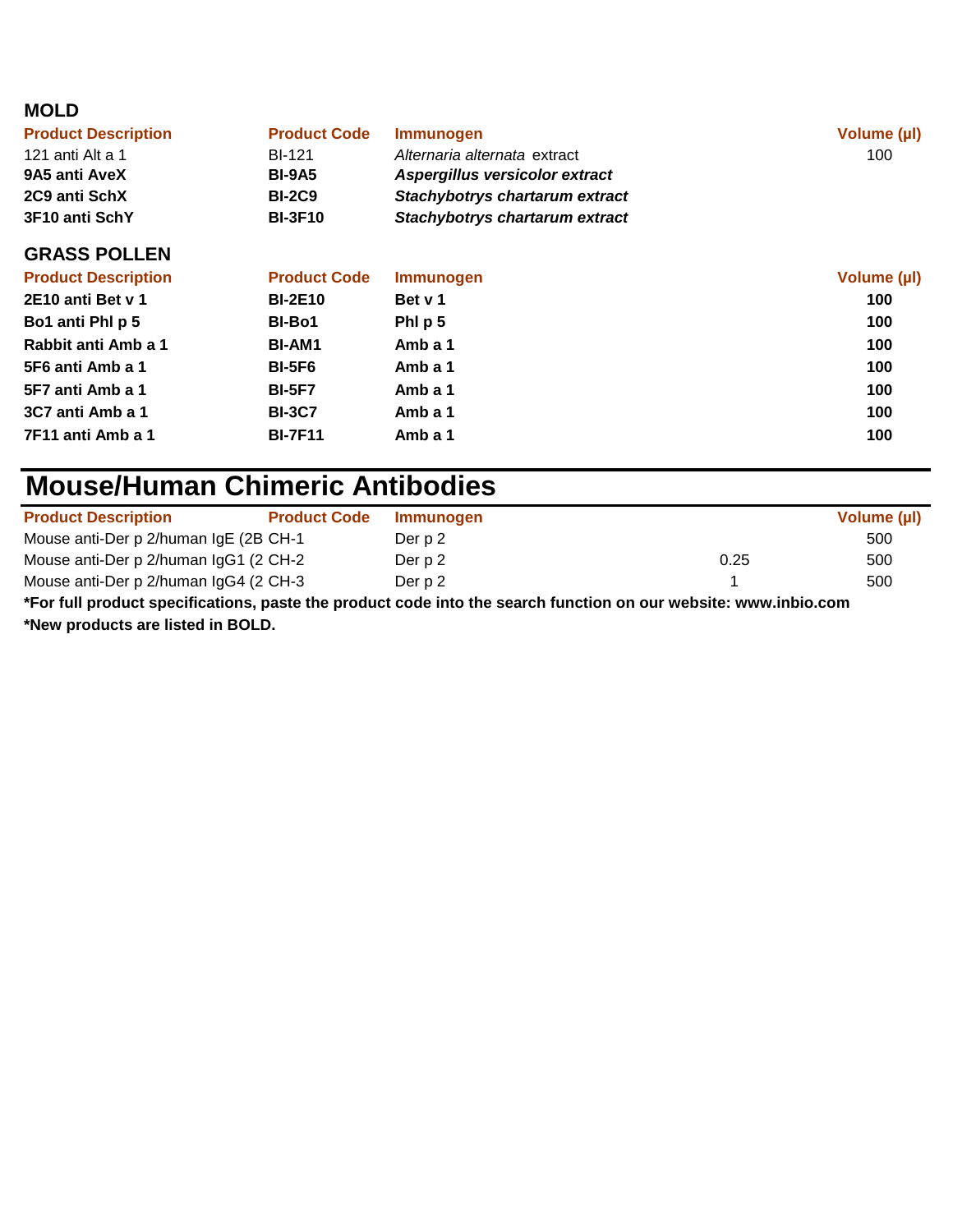### MOLD

| Product Description | Product Code | Immunogen | Volume (µl) |
|---|---|---|---|
| 121 anti Alt a 1 | BI-121 | *Alternaria alternata* extract | 100 |
| **9A5 anti AveX** | **BI-9A5** | ***Aspergillus versicolor extract*** | |
| **2C9 anti SchX** | **BI-2C9** | ***Stachybotrys chartarum extract*** | |
| **3F10 anti SchY** | **BI-3F10** | ***Stachybotrys chartarum extract*** | |

### GRASS POLLEN

| Product Description | Product Code | Immunogen | Volume (µl) |
|---|---|---|---|
| **2E10 anti Bet v 1** | **BI-2E10** | **Bet v 1** | **100** |
| **Bo1 anti Phl p 5** | **BI-Bo1** | **Phl p 5** | **100** |
| **Rabbit anti Amb a 1** | **BI-AM1** | **Amb a 1** | **100** |
| **5F6 anti Amb a 1** | **BI-5F6** | **Amb a 1** | **100** |
| **5F7 anti Amb a 1** | **BI-5F7** | **Amb a 1** | **100** |
| **3C7 anti Amb a 1** | **BI-3C7** | **Amb a 1** | **100** |
| **7F11 anti Amb a 1** | **BI-7F11** | **Amb a 1** | **100** |

## Mouse/Human Chimeric Antibodies

| Product Description | Product Code | Immunogen | | Volume (µl) |
|---|---|---|---|---|
| Mouse anti-Der p 2/human IgE (2B | CH-1 | Der p 2 | | 500 |
| Mouse anti-Der p 2/human IgG1 (2 | CH-2 | Der p 2 | 0.25 | 500 |
| Mouse anti-Der p 2/human IgG4 (2 | CH-3 | Der p 2 | 1 | 500 |

**\*For full product specifications, paste the product code into the search function on our website: www.inbio.com**

**\*New products are listed in BOLD.**